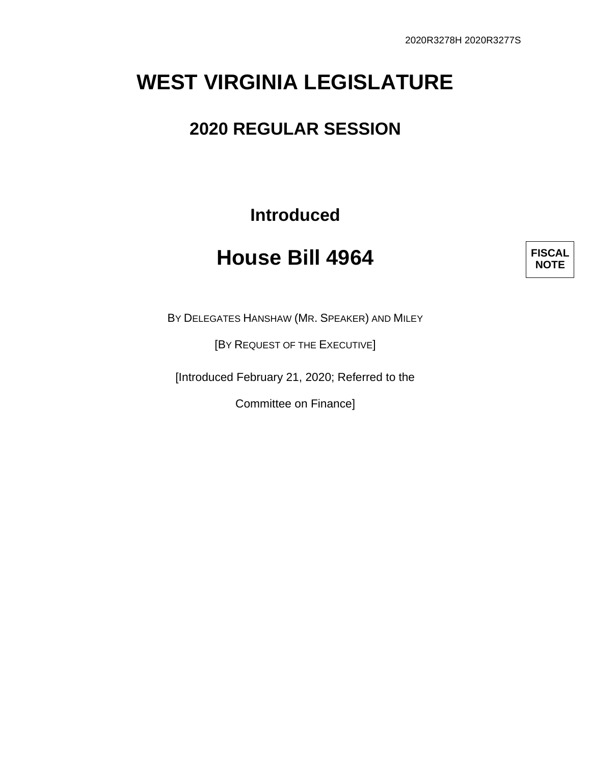2020R3278H 2020R3277S

# WEST VIRGINIA LEGISLATURE

## 2020 REGULAR SESSION

### Introduced

# House Bill 4964

**FISCAL NOTE**

BY DELEGATES HANSHAW (MR. SPEAKER) AND MILEY

[BY REQUEST OF THE EXECUTIVE]

[Introduced February 21, 2020; Referred to the

Committee on Finance]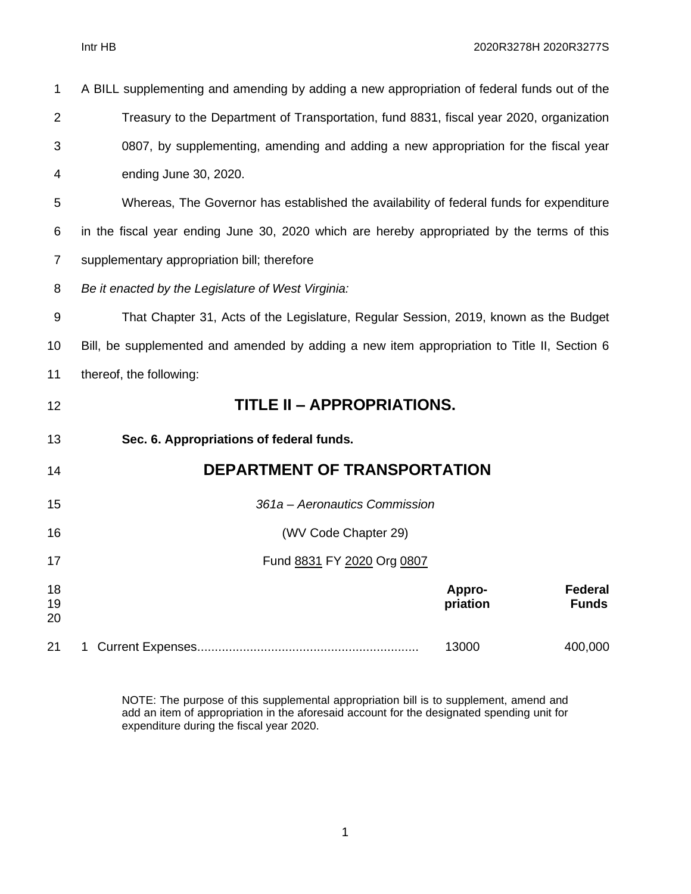A BILL supplementing and amending by adding a new appropriation of federal funds out of the Treasury to the Department of Transportation, fund 8831, fiscal year 2020, organization 0807, by supplementing, amending and adding a new appropriation for the fiscal year ending June 30, 2020.

Whereas, The Governor has established the availability of federal funds for expenditure in the fiscal year ending June 30, 2020 which are hereby appropriated by the terms of this supplementary appropriation bill; therefore

*Be it enacted by the Legislature of West Virginia:*

That Chapter 31, Acts of the Legislature, Regular Session, 2019, known as the Budget Bill, be supplemented and amended by adding a new item appropriation to Title II, Section 6 thereof, the following:

# TITLE II – APPROPRIATIONS.

**Sec. 6. Appropriations of federal funds.**

## DEPARTMENT OF TRANSPORTATION

*361a – Aeronautics Commission*

(WV Code Chapter 29)

Fund 8831 FY 2020 Org 0807

| | Appro-priation | Federal Funds |
|---|---|---|
| 1 Current Expenses | 13000 | 400,000 |

NOTE: The purpose of this supplemental appropriation bill is to supplement, amend and add an item of appropriation in the aforesaid account for the designated spending unit for expenditure during the fiscal year 2020.